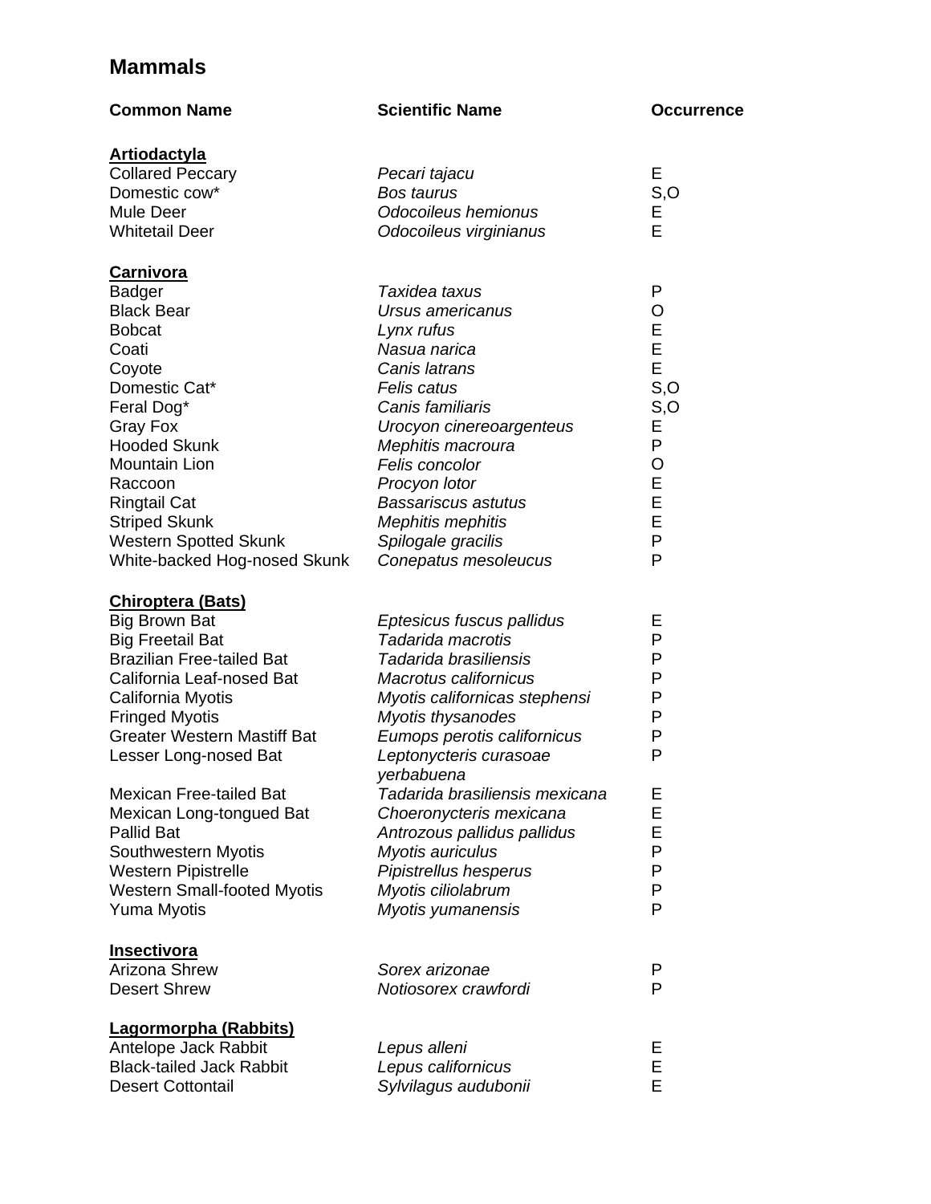# Mammals

| Common Name | Scientific Name | Occurrence |
|---|---|---|
| **Artiodactyla** | | |
| Collared Peccary | *Pecari tajacu* | E |
| Domestic cow* | *Bos taurus* | S,O |
| Mule Deer | *Odocoileus hemionus* | E |
| Whitetail Deer | *Odocoileus virginianus* | E |
| **Carnivora** | | |
| Badger | *Taxidea taxus* | P |
| Black Bear | *Ursus americanus* | O |
| Bobcat | *Lynx rufus* | E |
| Coati | *Nasua narica* | E |
| Coyote | *Canis latrans* | E |
| Domestic Cat* | *Felis catus* | S,O |
| Feral Dog* | *Canis familiaris* | S,O |
| Gray Fox | *Urocyon cinereoargenteus* | E |
| Hooded Skunk | *Mephitis macroura* | P |
| Mountain Lion | *Felis concolor* | O |
| Raccoon | *Procyon lotor* | E |
| Ringtail Cat | *Bassariscus astutus* | E |
| Striped Skunk | *Mephitis mephitis* | E |
| Western Spotted Skunk | *Spilogale gracilis* | P |
| White-backed Hog-nosed Skunk | *Conepatus mesoleucus* | P |
| **Chiroptera (Bats)** | | |
| Big Brown Bat | *Eptesicus fuscus pallidus* | E |
| Big Freetail Bat | *Tadarida macrotis* | P |
| Brazilian Free-tailed Bat | *Tadarida brasiliensis* | P |
| California Leaf-nosed Bat | *Macrotus californicus* | P |
| California Myotis | *Myotis californicas stephensi* | P |
| Fringed Myotis | *Myotis thysanodes* | P |
| Greater Western Mastiff Bat | *Eumops perotis californicus* | P |
| Lesser Long-nosed Bat | *Leptonycteris curasoae yerbabuena* | P |
| Mexican Free-tailed Bat | *Tadarida brasiliensis mexicana* | E |
| Mexican Long-tongued Bat | *Choeronycteris mexicana* | E |
| Pallid Bat | *Antrozous pallidus pallidus* | E |
| Southwestern Myotis | *Myotis auriculus* | P |
| Western Pipistrelle | *Pipistrellus hesperus* | P |
| Western Small-footed Myotis | *Myotis ciliolabrum* | P |
| Yuma Myotis | *Myotis yumanensis* | P |
| **Insectivora** | | |
| Arizona Shrew | *Sorex arizonae* | P |
| Desert Shrew | *Notiosorex crawfordi* | P |
| **Lagormorpha (Rabbits)** | | |
| Antelope Jack Rabbit | *Lepus alleni* | E |
| Black-tailed Jack Rabbit | *Lepus californicus* | E |
| Desert Cottontail | *Sylvilagus audubonii* | E |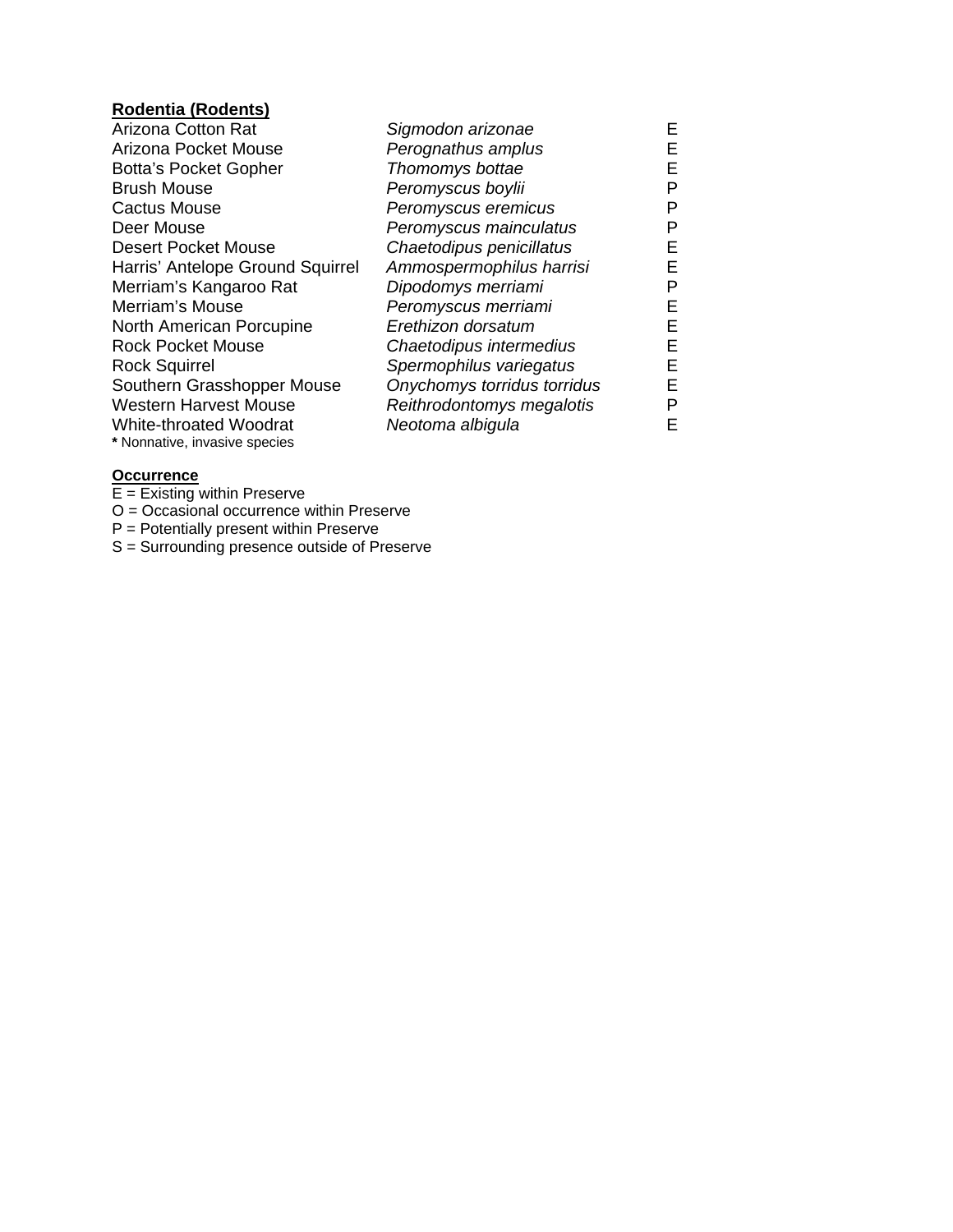**Rodentia (Rodents)**

| | | |
|---|---|---|
| Arizona Cotton Rat | *Sigmodon arizonae* | E |
| Arizona Pocket Mouse | *Perognathus amplus* | E |
| Botta's Pocket Gopher | *Thomomys bottae* | E |
| Brush Mouse | *Peromyscus boylii* | P |
| Cactus Mouse | *Peromyscus eremicus* | P |
| Deer Mouse | *Peromyscus mainculatus* | P |
| Desert Pocket Mouse | *Chaetodipus penicillatus* | E |
| Harris' Antelope Ground Squirrel | *Ammospermophilus harrisi* | E |
| Merriam's Kangaroo Rat | *Dipodomys merriami* | P |
| Merriam's Mouse | *Peromyscus merriami* | E |
| North American Porcupine | *Erethizon dorsatum* | E |
| Rock Pocket Mouse | *Chaetodipus intermedius* | E |
| Rock Squirrel | *Spermophilus variegatus* | E |
| Southern Grasshopper Mouse | *Onychomys torridus torridus* | E |
| Western Harvest Mouse | *Reithrodontomys megalotis* | P |
| White-throated Woodrat | *Neotoma albigula* | E |

**\*** Nonnative, invasive species

**Occurrence**

E = Existing within Preserve
O = Occasional occurrence within Preserve
P = Potentially present within Preserve
S = Surrounding presence outside of Preserve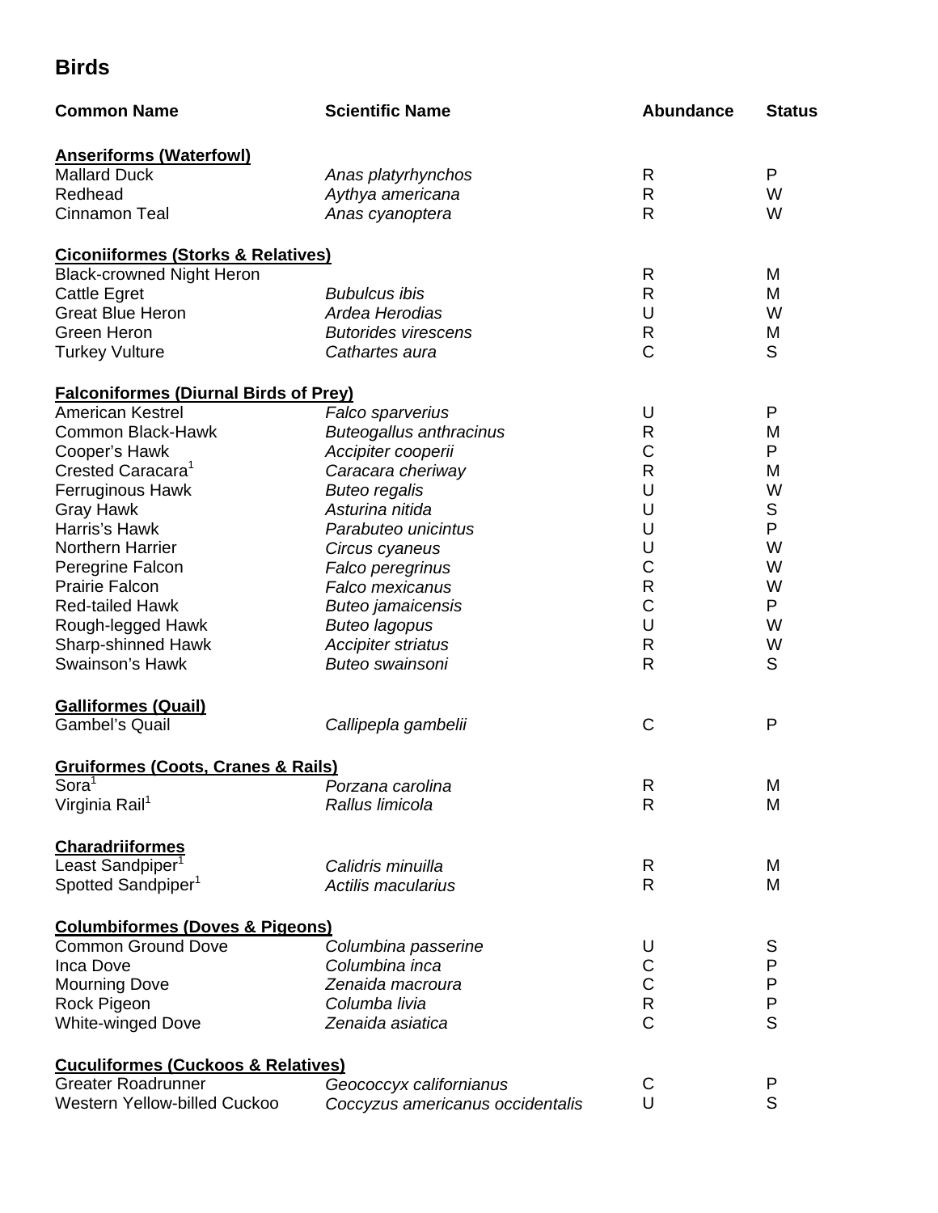## Birds

| Common Name | Scientific Name | Abundance | Status |
|---|---|---|---|
| **Anseriforms (Waterfowl)** | | | |
| Mallard Duck | *Anas platyrhynchos* | R | P |
| Redhead | *Aythya americana* | R | W |
| Cinnamon Teal | *Anas cyanoptera* | R | W |
| **Ciconiiformes (Storks & Relatives)** | | | |
| Black-crowned Night Heron | | R | M |
| Cattle Egret | *Bubulcus ibis* | R | M |
| Great Blue Heron | *Ardea Herodias* | U | W |
| Green Heron | *Butorides virescens* | R | M |
| Turkey Vulture | *Cathartes aura* | C | S |
| **Falconiformes (Diurnal Birds of Prey)** | | | |
| American Kestrel | *Falco sparverius* | U | P |
| Common Black-Hawk | *Buteogallus anthracinus* | R | M |
| Cooper's Hawk | *Accipiter cooperii* | C | P |
| Crested Caracara[1] | *Caracara cheriway* | R | M |
| Ferruginous Hawk | *Buteo regalis* | U | W |
| Gray Hawk | *Asturina nitida* | U | S |
| Harris's Hawk | *Parabuteo unicintus* | U | P |
| Northern Harrier | *Circus cyaneus* | U | W |
| Peregrine Falcon | *Falco peregrinus* | C | W |
| Prairie Falcon | *Falco mexicanus* | R | W |
| Red-tailed Hawk | *Buteo jamaicensis* | C | P |
| Rough-legged Hawk | *Buteo lagopus* | U | W |
| Sharp-shinned Hawk | *Accipiter striatus* | R | W |
| Swainson's Hawk | *Buteo swainsoni* | R | S |
| **Galliformes (Quail)** | | | |
| Gambel's Quail | *Callipepla gambelii* | C | P |
| **Gruiformes (Coots, Cranes & Rails)** | | | |
| Sora[1] | *Porzana carolina* | R | M |
| Virginia Rail[1] | *Rallus limicola* | R | M |
| **Charadriiformes** | | | |
| Least Sandpiper[1] | *Calidris minuilla* | R | M |
| Spotted Sandpiper[1] | *Actilis macularius* | R | M |
| **Columbiformes (Doves & Pigeons)** | | | |
| Common Ground Dove | *Columbina passerine* | U | S |
| Inca Dove | *Columbina inca* | C | P |
| Mourning Dove | *Zenaida macroura* | C | P |
| Rock Pigeon | *Columba livia* | R | P |
| White-winged Dove | *Zenaida asiatica* | C | S |
| **Cuculiformes (Cuckoos & Relatives)** | | | |
| Greater Roadrunner | *Geococcyx californianus* | C | P |
| Western Yellow-billed Cuckoo | *Coccyzus americanus occidentalis* | U | S |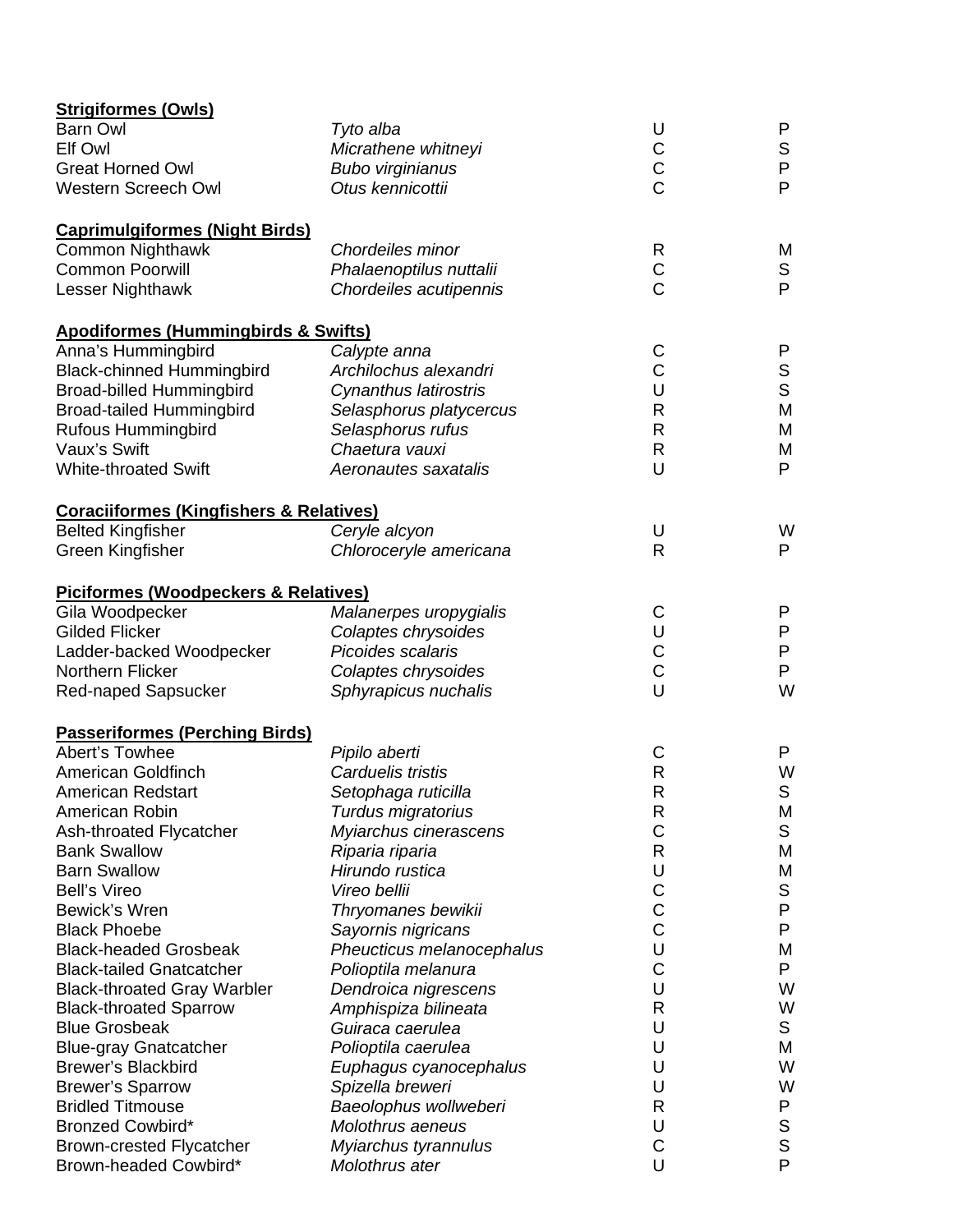**Strigiformes (Owls)**

| | | | |
|---|---|---|---|
| Barn Owl | *Tyto alba* | U | P |
| Elf Owl | *Micrathene whitneyi* | C | S |
| Great Horned Owl | *Bubo virginianus* | C | P |
| Western Screech Owl | *Otus kennicottii* | C | P |

**Caprimulgiformes (Night Birds)**

| | | | |
|---|---|---|---|
| Common Nighthawk | *Chordeiles minor* | R | M |
| Common Poorwill | *Phalaenoptilus nuttalii* | C | S |
| Lesser Nighthawk | *Chordeiles acutipennis* | C | P |

**Apodiformes (Hummingbirds & Swifts)**

| | | | |
|---|---|---|---|
| Anna's Hummingbird | *Calypte anna* | C | P |
| Black-chinned Hummingbird | *Archilochus alexandri* | C | S |
| Broad-billed Hummingbird | *Cynanthus latirostris* | U | S |
| Broad-tailed Hummingbird | *Selasphorus platycercus* | R | M |
| Rufous Hummingbird | *Selasphorus rufus* | R | M |
| Vaux's Swift | *Chaetura vauxi* | R | M |
| White-throated Swift | *Aeronautes saxatalis* | U | P |

**Coraciiformes (Kingfishers & Relatives)**

| | | | |
|---|---|---|---|
| Belted Kingfisher | *Ceryle alcyon* | U | W |
| Green Kingfisher | *Chloroceryle americana* | R | P |

**Piciformes (Woodpeckers & Relatives)**

| | | | |
|---|---|---|---|
| Gila Woodpecker | *Malanerpes uropygialis* | C | P |
| Gilded Flicker | *Colaptes chrysoides* | U | P |
| Ladder-backed Woodpecker | *Picoides scalaris* | C | P |
| Northern Flicker | *Colaptes chrysoides* | C | P |
| Red-naped Sapsucker | *Sphyrapicus nuchalis* | U | W |

**Passeriformes (Perching Birds)**

| | | | |
|---|---|---|---|
| Abert's Towhee | *Pipilo aberti* | C | P |
| American Goldfinch | *Carduelis tristis* | R | W |
| American Redstart | *Setophaga ruticilla* | R | S |
| American Robin | *Turdus migratorius* | R | M |
| Ash-throated Flycatcher | *Myiarchus cinerascens* | C | S |
| Bank Swallow | *Riparia riparia* | R | M |
| Barn Swallow | *Hirundo rustica* | U | M |
| Bell's Vireo | *Vireo bellii* | C | S |
| Bewick's Wren | *Thryomanes bewikii* | C | P |
| Black Phoebe | *Sayornis nigricans* | C | P |
| Black-headed Grosbeak | *Pheucticus melanocephalus* | U | M |
| Black-tailed Gnatcatcher | *Polioptila melanura* | C | P |
| Black-throated Gray Warbler | *Dendroica nigrescens* | U | W |
| Black-throated Sparrow | *Amphispiza bilineata* | R | W |
| Blue Grosbeak | *Guiraca caerulea* | U | S |
| Blue-gray Gnatcatcher | *Polioptila caerulea* | U | M |
| Brewer's Blackbird | *Euphagus cyanocephalus* | U | W |
| Brewer's Sparrow | *Spizella breweri* | U | W |
| Bridled Titmouse | *Baeolophus wollweberi* | R | P |
| Bronzed Cowbird* | *Molothrus aeneus* | U | S |
| Brown-crested Flycatcher | *Myiarchus tyrannulus* | C | S |
| Brown-headed Cowbird* | *Molothrus ater* | U | P |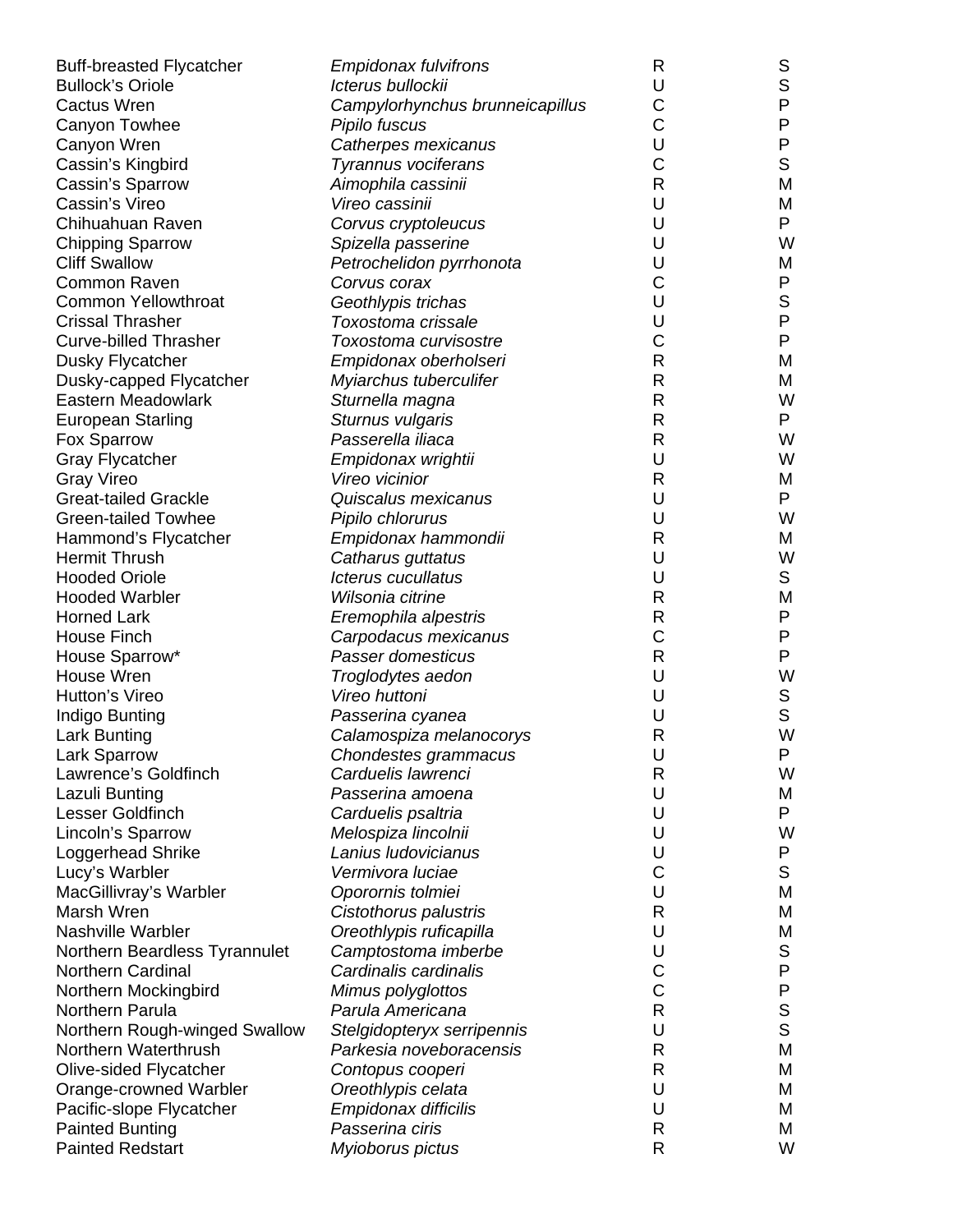| | | | |
|---|---|---|---|
| Buff-breasted Flycatcher | *Empidonax fulvifrons* | R | S |
| Bullock's Oriole | *Icterus bullockii* | U | S |
| Cactus Wren | *Campylorhynchus brunneicapillus* | C | P |
| Canyon Towhee | *Pipilo fuscus* | C | P |
| Canyon Wren | *Catherpes mexicanus* | U | P |
| Cassin's Kingbird | *Tyrannus vociferans* | C | S |
| Cassin's Sparrow | *Aimophila cassinii* | R | M |
| Cassin's Vireo | *Vireo cassinii* | U | M |
| Chihuahuan Raven | *Corvus cryptoleucus* | U | P |
| Chipping Sparrow | *Spizella passerine* | U | W |
| Cliff Swallow | *Petrochelidon pyrrhonota* | U | M |
| Common Raven | *Corvus corax* | C | P |
| Common Yellowthroat | *Geothlypis trichas* | U | S |
| Crissal Thrasher | *Toxostoma crissale* | U | P |
| Curve-billed Thrasher | *Toxostoma curvisostre* | C | P |
| Dusky Flycatcher | *Empidonax oberholseri* | R | M |
| Dusky-capped Flycatcher | *Myiarchus tuberculifer* | R | M |
| Eastern Meadowlark | *Sturnella magna* | R | W |
| European Starling | *Sturnus vulgaris* | R | P |
| Fox Sparrow | *Passerella iliaca* | R | W |
| Gray Flycatcher | *Empidonax wrightii* | U | W |
| Gray Vireo | *Vireo vicinior* | R | M |
| Great-tailed Grackle | *Quiscalus mexicanus* | U | P |
| Green-tailed Towhee | *Pipilo chlorurus* | U | W |
| Hammond's Flycatcher | *Empidonax hammondii* | R | M |
| Hermit Thrush | *Catharus guttatus* | U | W |
| Hooded Oriole | *Icterus cucullatus* | U | S |
| Hooded Warbler | *Wilsonia citrine* | R | M |
| Horned Lark | *Eremophila alpestris* | R | P |
| House Finch | *Carpodacus mexicanus* | C | P |
| House Sparrow* | *Passer domesticus* | R | P |
| House Wren | *Troglodytes aedon* | U | W |
| Hutton's Vireo | *Vireo huttoni* | U | S |
| Indigo Bunting | *Passerina cyanea* | U | S |
| Lark Bunting | *Calamospiza melanocorys* | R | W |
| Lark Sparrow | *Chondestes grammacus* | U | P |
| Lawrence's Goldfinch | *Carduelis lawrenci* | R | W |
| Lazuli Bunting | *Passerina amoena* | U | M |
| Lesser Goldfinch | *Carduelis psaltria* | U | P |
| Lincoln's Sparrow | *Melospiza lincolnii* | U | W |
| Loggerhead Shrike | *Lanius ludovicianus* | U | P |
| Lucy's Warbler | *Vermivora luciae* | C | S |
| MacGillivray's Warbler | *Oporornis tolmiei* | U | M |
| Marsh Wren | *Cistothorus palustris* | R | M |
| Nashville Warbler | *Oreothlypis ruficapilla* | U | M |
| Northern Beardless Tyrannulet | *Camptostoma imberbe* | U | S |
| Northern Cardinal | *Cardinalis cardinalis* | C | P |
| Northern Mockingbird | *Mimus polyglottos* | C | P |
| Northern Parula | *Parula Americana* | R | S |
| Northern Rough-winged Swallow | *Stelgidopteryx serripennis* | U | S |
| Northern Waterthrush | *Parkesia noveboracensis* | R | M |
| Olive-sided Flycatcher | *Contopus cooperi* | R | M |
| Orange-crowned Warbler | *Oreothlypis celata* | U | M |
| Pacific-slope Flycatcher | *Empidonax difficilis* | U | M |
| Painted Bunting | *Passerina ciris* | R | M |
| Painted Redstart | *Myioborus pictus* | R | W |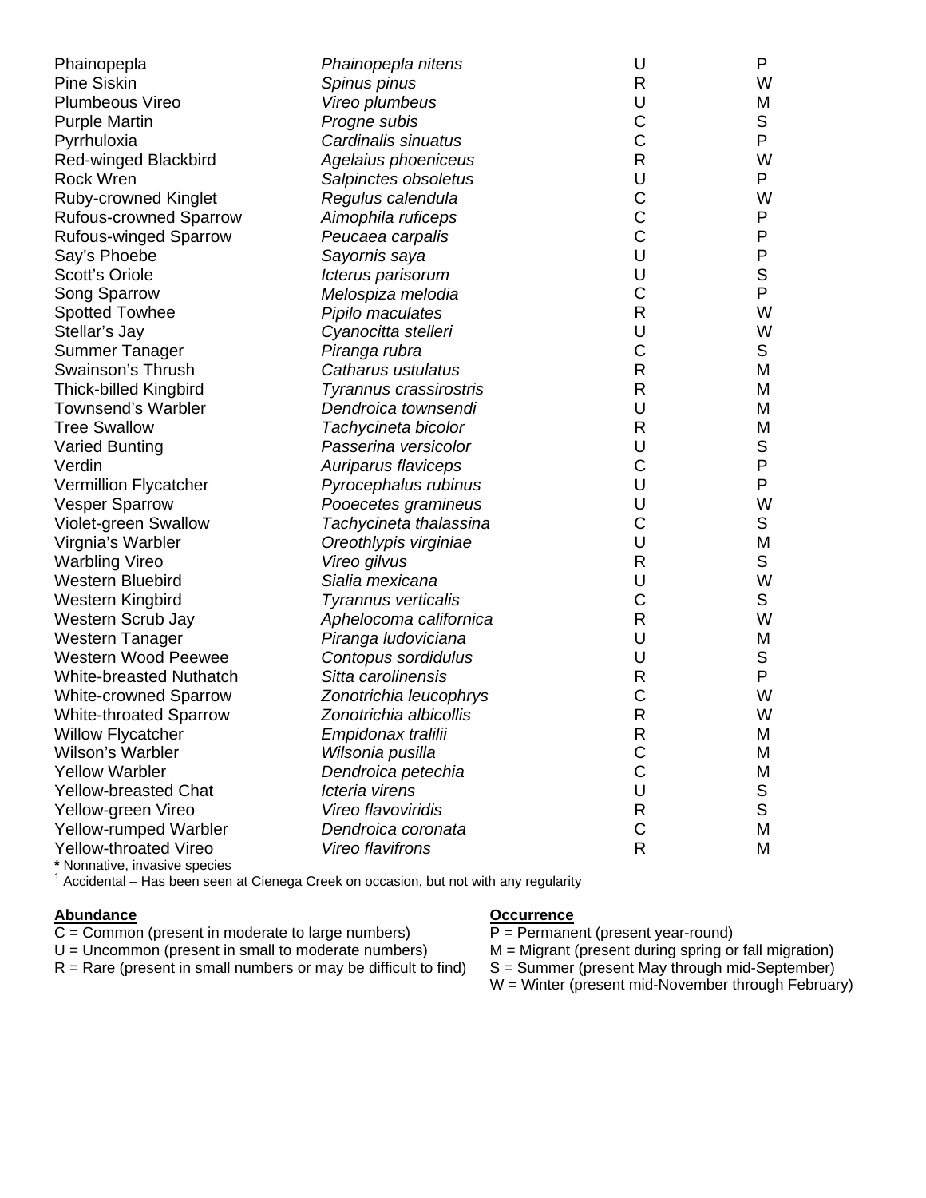| | | | |
|---|---|---|---|
| Phainopepla | *Phainopepla nitens* | U | P |
| Pine Siskin | *Spinus pinus* | R | W |
| Plumbeous Vireo | *Vireo plumbeus* | U | M |
| Purple Martin | *Progne subis* | C | S |
| Pyrrhuloxia | *Cardinalis sinuatus* | C | P |
| Red-winged Blackbird | *Agelaius phoeniceus* | R | W |
| Rock Wren | *Salpinctes obsoletus* | U | P |
| Ruby-crowned Kinglet | *Regulus calendula* | C | W |
| Rufous-crowned Sparrow | *Aimophila ruficeps* | C | P |
| Rufous-winged Sparrow | *Peucaea carpalis* | C | P |
| Say's Phoebe | *Sayornis saya* | U | P |
| Scott's Oriole | *Icterus parisorum* | U | S |
| Song Sparrow | *Melospiza melodia* | C | P |
| Spotted Towhee | *Pipilo maculates* | R | W |
| Stellar's Jay | *Cyanocitta stelleri* | U | W |
| Summer Tanager | *Piranga rubra* | C | S |
| Swainson's Thrush | *Catharus ustulatus* | R | M |
| Thick-billed Kingbird | *Tyrannus crassirostris* | R | M |
| Townsend's Warbler | *Dendroica townsendi* | U | M |
| Tree Swallow | *Tachycineta bicolor* | R | M |
| Varied Bunting | *Passerina versicolor* | U | S |
| Verdin | *Auriparus flaviceps* | C | P |
| Vermillion Flycatcher | *Pyrocephalus rubinus* | U | P |
| Vesper Sparrow | *Pooecetes gramineus* | U | W |
| Violet-green Swallow | *Tachycineta thalassina* | C | S |
| Virgnia's Warbler | *Oreothlypis virginiae* | U | M |
| Warbling Vireo | *Vireo gilvus* | R | S |
| Western Bluebird | *Sialia mexicana* | U | W |
| Western Kingbird | *Tyrannus verticalis* | C | S |
| Western Scrub Jay | *Aphelocoma californica* | R | W |
| Western Tanager | *Piranga ludoviciana* | U | M |
| Western Wood Peewee | *Contopus sordidulus* | U | S |
| White-breasted Nuthatch | *Sitta carolinensis* | R | P |
| White-crowned Sparrow | *Zonotrichia leucophrys* | C | W |
| White-throated Sparrow | *Zonotrichia albicollis* | R | W |
| Willow Flycatcher | *Empidonax tralilii* | R | M |
| Wilson's Warbler | *Wilsonia pusilla* | C | M |
| Yellow Warbler | *Dendroica petechia* | C | M |
| Yellow-breasted Chat | *Icteria virens* | U | S |
| Yellow-green Vireo | *Vireo flavoviridis* | R | S |
| Yellow-rumped Warbler | *Dendroica coronata* | C | M |
| Yellow-throated Vireo | *Vireo flavifrons* | R | M |

**\*** Nonnative, invasive species
[1] Accidental – Has been seen at Cienega Creek on occasion, but not with any regularity

**Abundance**
C = Common (present in moderate to large numbers)
U = Uncommon (present in small to moderate numbers)
R = Rare (present in small numbers or may be difficult to find)

**Occurrence**
P = Permanent (present year-round)
M = Migrant (present during spring or fall migration)
S = Summer (present May through mid-September)
W = Winter (present mid-November through February)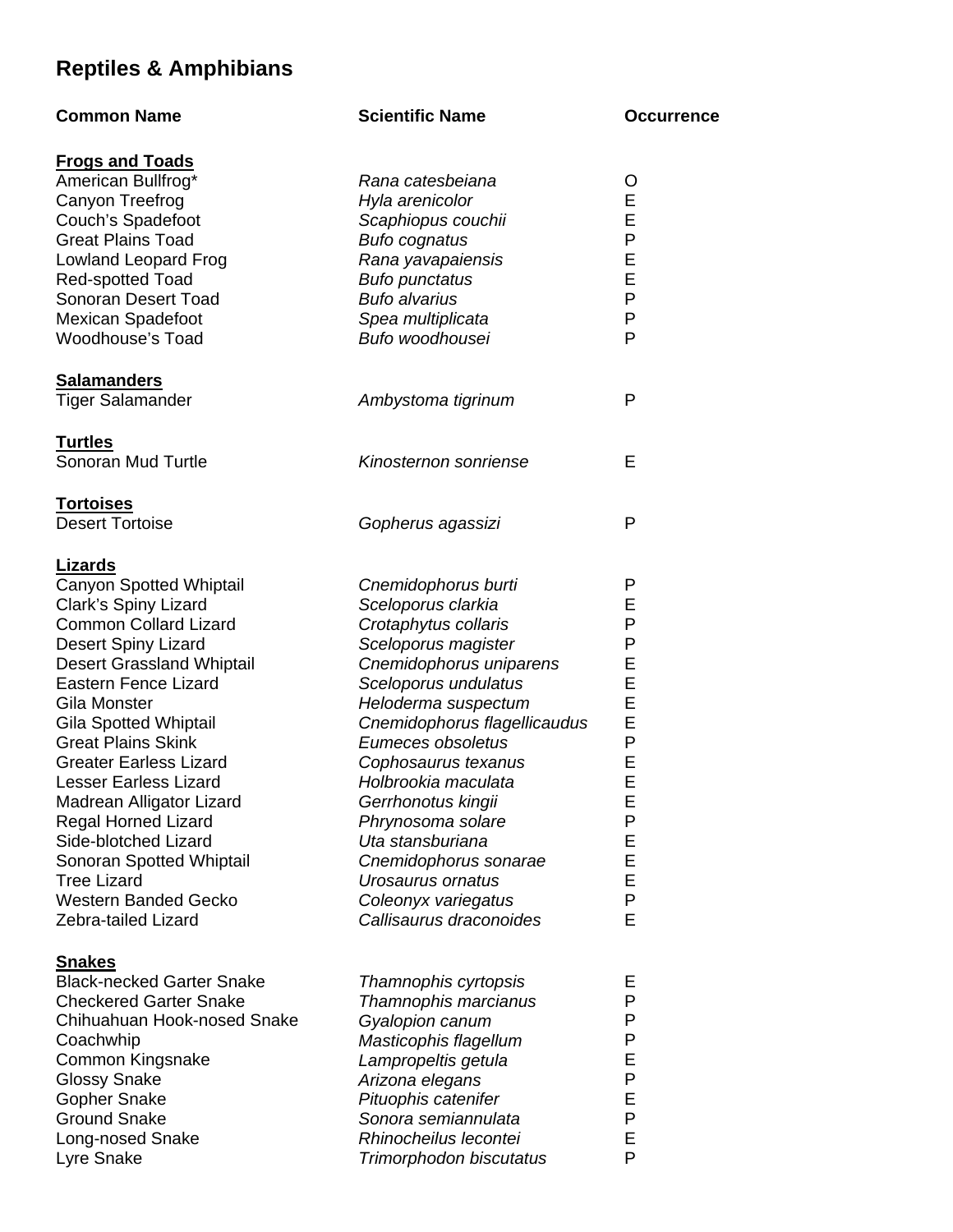## Reptiles & Amphibians

| Common Name | Scientific Name | Occurrence |
|---|---|---|
| **Frogs and Toads** | | |
| American Bullfrog* | *Rana catesbeiana* | O |
| Canyon Treefrog | *Hyla arenicolor* | E |
| Couch's Spadefoot | *Scaphiopus couchii* | E |
| Great Plains Toad | *Bufo cognatus* | P |
| Lowland Leopard Frog | *Rana yavapaiensis* | E |
| Red-spotted Toad | *Bufo punctatus* | E |
| Sonoran Desert Toad | *Bufo alvarius* | P |
| Mexican Spadefoot | *Spea multiplicata* | P |
| Woodhouse's Toad | *Bufo woodhousei* | P |
| **Salamanders** | | |
| Tiger Salamander | *Ambystoma tigrinum* | P |
| **Turtles** | | |
| Sonoran Mud Turtle | *Kinosternon sonriense* | E |
| **Tortoises** | | |
| Desert Tortoise | *Gopherus agassizi* | P |
| **Lizards** | | |
| Canyon Spotted Whiptail | *Cnemidophorus burti* | P |
| Clark's Spiny Lizard | *Sceloporus clarkia* | E |
| Common Collard Lizard | *Crotaphytus collaris* | P |
| Desert Spiny Lizard | *Sceloporus magister* | P |
| Desert Grassland Whiptail | *Cnemidophorus uniparens* | E |
| Eastern Fence Lizard | *Sceloporus undulatus* | E |
| Gila Monster | *Heloderma suspectum* | E |
| Gila Spotted Whiptail | *Cnemidophorus flagellicaudus* | E |
| Great Plains Skink | *Eumeces obsoletus* | P |
| Greater Earless Lizard | *Cophosaurus texanus* | E |
| Lesser Earless Lizard | *Holbrookia maculata* | E |
| Madrean Alligator Lizard | *Gerrhonotus kingii* | E |
| Regal Horned Lizard | *Phrynosoma solare* | P |
| Side-blotched Lizard | *Uta stansburiana* | E |
| Sonoran Spotted Whiptail | *Cnemidophorus sonarae* | E |
| Tree Lizard | *Urosaurus ornatus* | E |
| Western Banded Gecko | *Coleonyx variegatus* | P |
| Zebra-tailed Lizard | *Callisaurus draconoides* | E |
| **Snakes** | | |
| Black-necked Garter Snake | *Thamnophis cyrtopsis* | E |
| Checkered Garter Snake | *Thamnophis marcianus* | P |
| Chihuahuan Hook-nosed Snake | *Gyalopion canum* | P |
| Coachwhip | *Masticophis flagellum* | P |
| Common Kingsnake | *Lampropeltis getula* | E |
| Glossy Snake | *Arizona elegans* | P |
| Gopher Snake | *Pituophis catenifer* | E |
| Ground Snake | *Sonora semiannulata* | P |
| Long-nosed Snake | *Rhinocheilus lecontei* | E |
| Lyre Snake | *Trimorphodon biscutatus* | P |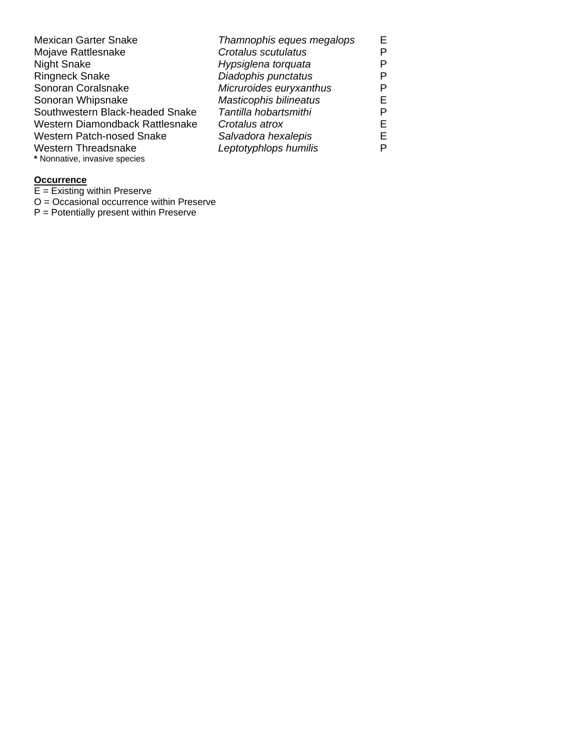| | | |
|---|---|---|
| Mexican Garter Snake | *Thamnophis eques megalops* | E |
| Mojave Rattlesnake | *Crotalus scutulatus* | P |
| Night Snake | *Hypsiglena torquata* | P |
| Ringneck Snake | *Diadophis punctatus* | P |
| Sonoran Coralsnake | *Micruroides euryxanthus* | P |
| Sonoran Whipsnake | *Masticophis bilineatus* | E |
| Southwestern Black-headed Snake | *Tantilla hobartsmithi* | P |
| Western Diamondback Rattlesnake | *Crotalus atrox* | E |
| Western Patch-nosed Snake | *Salvadora hexalepis* | E |
| Western Threadsnake | *Leptotyphlops humilis* | P |

**\*** Nonnative, invasive species

**<u>Occurrence</u>**

E = Existing within Preserve
O = Occasional occurrence within Preserve
P = Potentially present within Preserve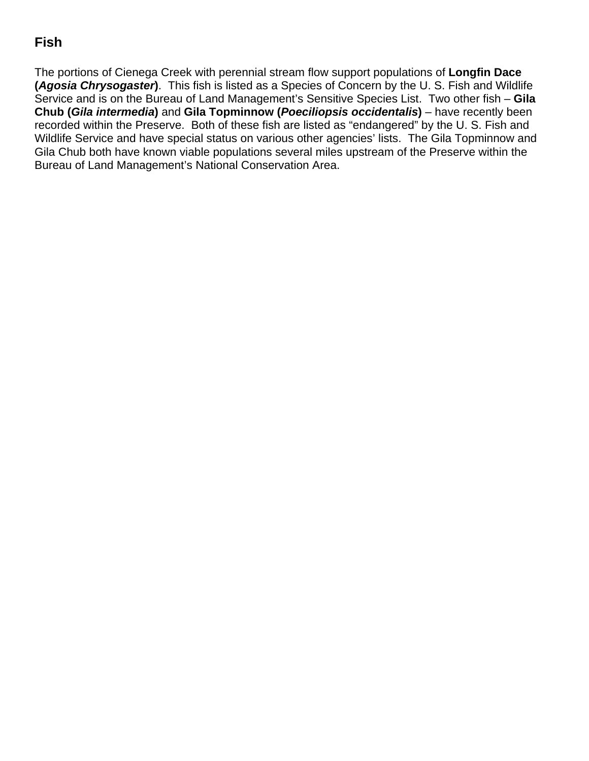## Fish

The portions of Cienega Creek with perennial stream flow support populations of **Longfin Dace (*Agosia Chrysogaster*)**. This fish is listed as a Species of Concern by the U. S. Fish and Wildlife Service and is on the Bureau of Land Management's Sensitive Species List. Two other fish – **Gila Chub (*Gila intermedia*)** and **Gila Topminnow (*Poeciliopsis occidentalis*)** – have recently been recorded within the Preserve. Both of these fish are listed as "endangered" by the U. S. Fish and Wildlife Service and have special status on various other agencies' lists. The Gila Topminnow and Gila Chub both have known viable populations several miles upstream of the Preserve within the Bureau of Land Management's National Conservation Area.